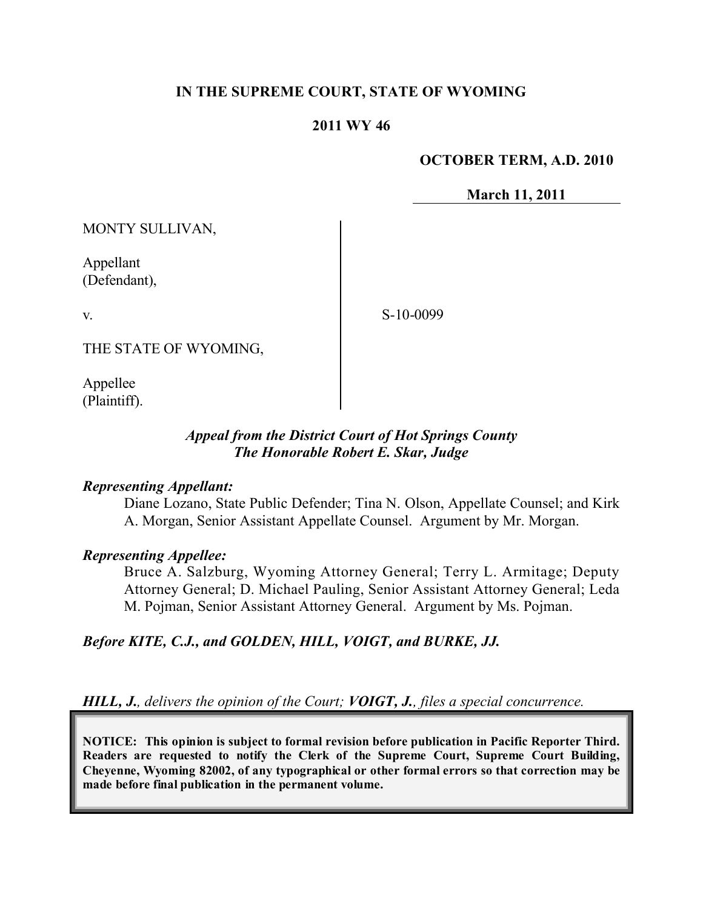**IN THE SUPREME COURT, STATE OF WYOMING**

**2011 WY 46**

**OCTOBER TERM, A.D. 2010**

**March 11, 2011**

MONTY SULLIVAN,

Appellant
(Defendant),

v.

THE STATE OF WYOMING,

Appellee
(Plaintiff).

S-10-0099

***Appeal from the District Court of Hot Springs County***
***The Honorable Robert E. Skar, Judge***

***Representing Appellant:***

Diane Lozano, State Public Defender; Tina N. Olson, Appellate Counsel; and Kirk A. Morgan, Senior Assistant Appellate Counsel. Argument by Mr. Morgan.

***Representing Appellee:***

Bruce A. Salzburg, Wyoming Attorney General; Terry L. Armitage; Deputy Attorney General; D. Michael Pauling, Senior Assistant Attorney General; Leda M. Pojman, Senior Assistant Attorney General. Argument by Ms. Pojman.

***Before KITE, C.J., and GOLDEN, HILL, VOIGT, and BURKE, JJ.***

***HILL, J.**, delivers the opinion of the Court; **VOIGT, J.**, files a special concurrence.*

**NOTICE: This opinion is subject to formal revision before publication in Pacific Reporter Third. Readers are requested to notify the Clerk of the Supreme Court, Supreme Court Building, Cheyenne, Wyoming 82002, of any typographical or other formal errors so that correction may be made before final publication in the permanent volume.**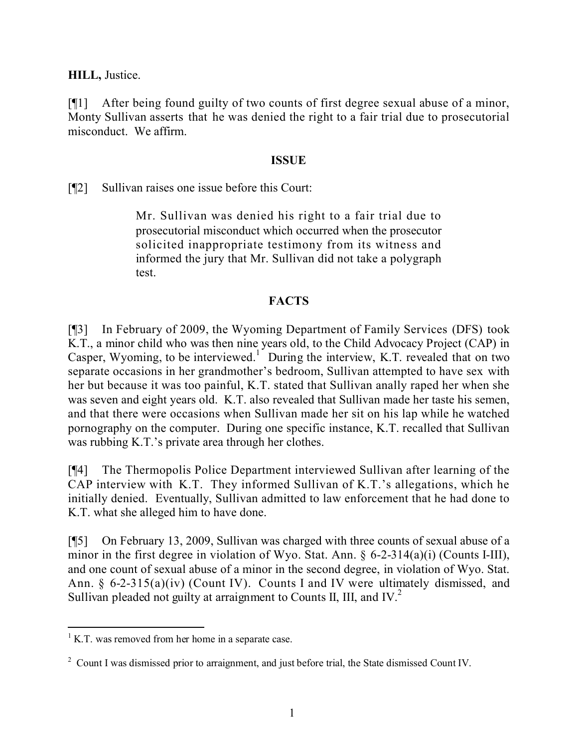**HILL,** Justice.

[¶1] After being found guilty of two counts of first degree sexual abuse of a minor, Monty Sullivan asserts that he was denied the right to a fair trial due to prosecutorial misconduct. We affirm.

## ISSUE

[¶2] Sullivan raises one issue before this Court:

> Mr. Sullivan was denied his right to a fair trial due to prosecutorial misconduct which occurred when the prosecutor solicited inappropriate testimony from its witness and informed the jury that Mr. Sullivan did not take a polygraph test.

## FACTS

[¶3] In February of 2009, the Wyoming Department of Family Services (DFS) took K.T., a minor child who was then nine years old, to the Child Advocacy Project (CAP) in Casper, Wyoming, to be interviewed.[1] During the interview, K.T. revealed that on two separate occasions in her grandmother's bedroom, Sullivan attempted to have sex with her but because it was too painful, K.T. stated that Sullivan anally raped her when she was seven and eight years old. K.T. also revealed that Sullivan made her taste his semen, and that there were occasions when Sullivan made her sit on his lap while he watched pornography on the computer. During one specific instance, K.T. recalled that Sullivan was rubbing K.T.'s private area through her clothes.

[¶4] The Thermopolis Police Department interviewed Sullivan after learning of the CAP interview with K.T. They informed Sullivan of K.T.'s allegations, which he initially denied. Eventually, Sullivan admitted to law enforcement that he had done to K.T. what she alleged him to have done.

[¶5] On February 13, 2009, Sullivan was charged with three counts of sexual abuse of a minor in the first degree in violation of Wyo. Stat. Ann. § 6-2-314(a)(i) (Counts I-III), and one count of sexual abuse of a minor in the second degree, in violation of Wyo. Stat. Ann. § 6-2-315(a)(iv) (Count IV). Counts I and IV were ultimately dismissed, and Sullivan pleaded not guilty at arraignment to Counts II, III, and IV.[2]

---

[1] K.T. was removed from her home in a separate case.

[2] Count I was dismissed prior to arraignment, and just before trial, the State dismissed Count IV.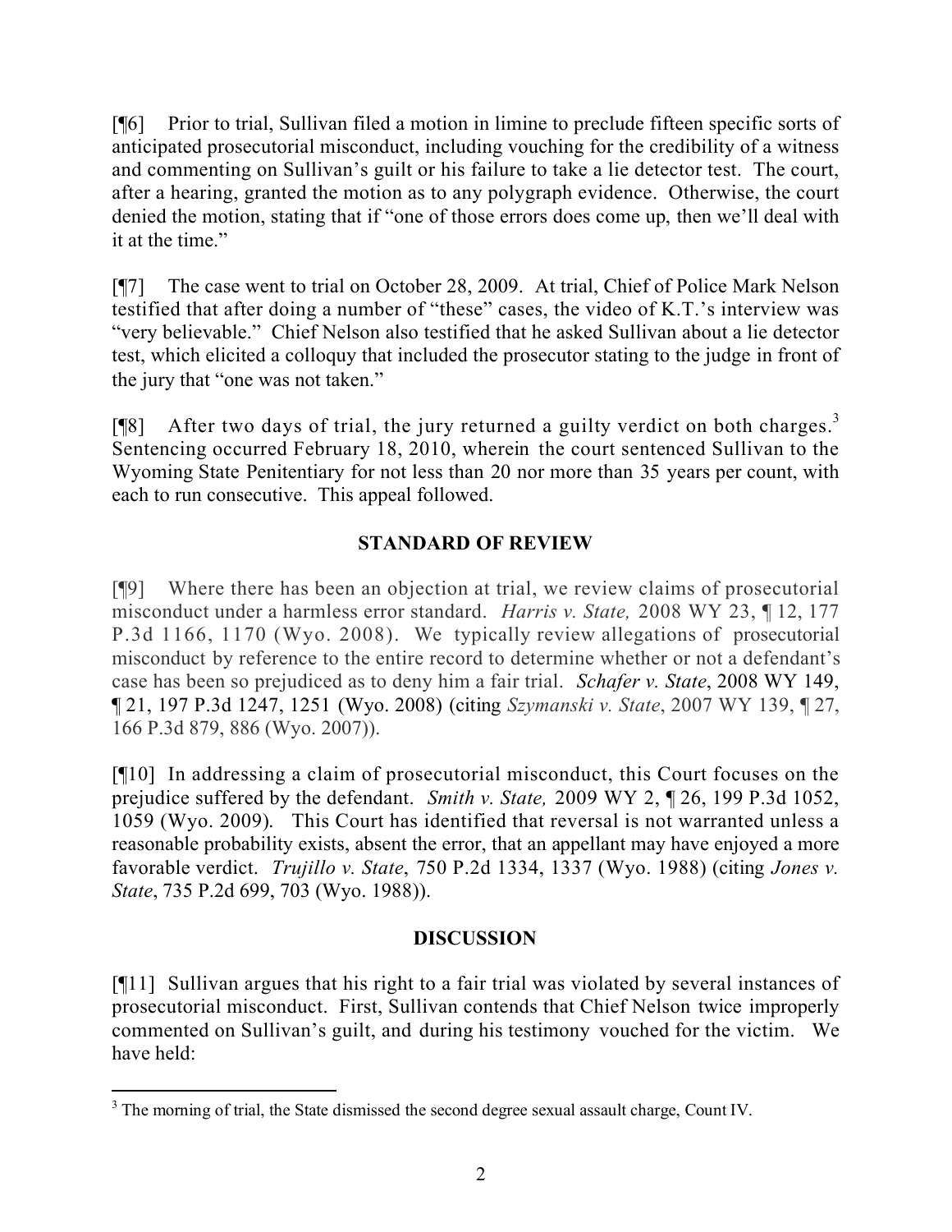[¶6] Prior to trial, Sullivan filed a motion in limine to preclude fifteen specific sorts of anticipated prosecutorial misconduct, including vouching for the credibility of a witness and commenting on Sullivan's guilt or his failure to take a lie detector test. The court, after a hearing, granted the motion as to any polygraph evidence. Otherwise, the court denied the motion, stating that if "one of those errors does come up, then we'll deal with it at the time."

[¶7] The case went to trial on October 28, 2009. At trial, Chief of Police Mark Nelson testified that after doing a number of "these" cases, the video of K.T.'s interview was "very believable." Chief Nelson also testified that he asked Sullivan about a lie detector test, which elicited a colloquy that included the prosecutor stating to the judge in front of the jury that "one was not taken."

[¶8] After two days of trial, the jury returned a guilty verdict on both charges.[3] Sentencing occurred February 18, 2010, wherein the court sentenced Sullivan to the Wyoming State Penitentiary for not less than 20 nor more than 35 years per count, with each to run consecutive. This appeal followed.

## STANDARD OF REVIEW

[¶9] Where there has been an objection at trial, we review claims of prosecutorial misconduct under a harmless error standard. *Harris v. State,* 2008 WY 23, ¶ 12, 177 P.3d 1166, 1170 (Wyo. 2008). We typically review allegations of prosecutorial misconduct by reference to the entire record to determine whether or not a defendant's case has been so prejudiced as to deny him a fair trial. *Schafer v. State*, 2008 WY 149, ¶ 21, 197 P.3d 1247, 1251 (Wyo. 2008) (citing *Szymanski v. State*, 2007 WY 139, ¶ 27, 166 P.3d 879, 886 (Wyo. 2007)).

[¶10] In addressing a claim of prosecutorial misconduct, this Court focuses on the prejudice suffered by the defendant. *Smith v. State,* 2009 WY 2, ¶ 26, 199 P.3d 1052, 1059 (Wyo. 2009). This Court has identified that reversal is not warranted unless a reasonable probability exists, absent the error, that an appellant may have enjoyed a more favorable verdict. *Trujillo v. State*, 750 P.2d 1334, 1337 (Wyo. 1988) (citing *Jones v. State*, 735 P.2d 699, 703 (Wyo. 1988)).

## DISCUSSION

[¶11] Sullivan argues that his right to a fair trial was violated by several instances of prosecutorial misconduct. First, Sullivan contends that Chief Nelson twice improperly commented on Sullivan's guilt, and during his testimony vouched for the victim. We have held:

[3] The morning of trial, the State dismissed the second degree sexual assault charge, Count IV.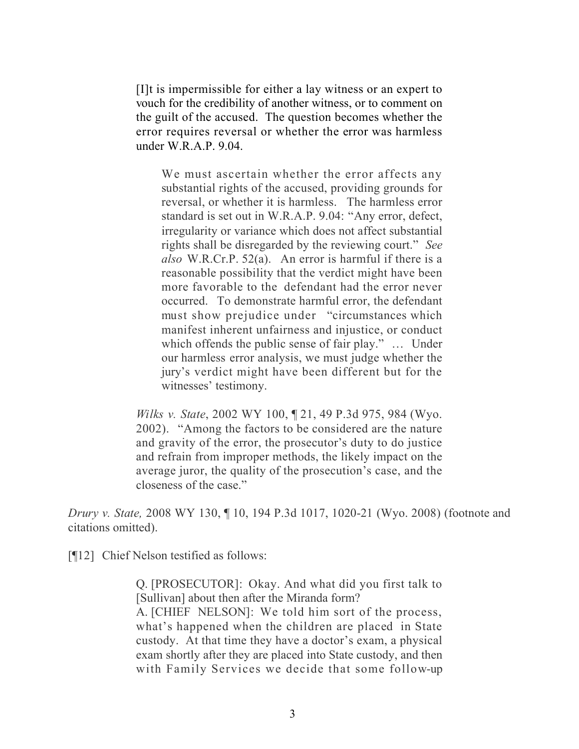> [I]t is impermissible for either a lay witness or an expert to vouch for the credibility of another witness, or to comment on the guilt of the accused. The question becomes whether the error requires reversal or whether the error was harmless under W.R.A.P. 9.04.
>
> > We must ascertain whether the error affects any substantial rights of the accused, providing grounds for reversal, or whether it is harmless. The harmless error standard is set out in W.R.A.P. 9.04: "Any error, defect, irregularity or variance which does not affect substantial rights shall be disregarded by the reviewing court." *See also* W.R.Cr.P. 52(a). An error is harmful if there is a reasonable possibility that the verdict might have been more favorable to the defendant had the error never occurred. To demonstrate harmful error, the defendant must show prejudice under "circumstances which manifest inherent unfairness and injustice, or conduct which offends the public sense of fair play." … Under our harmless error analysis, we must judge whether the jury's verdict might have been different but for the witnesses' testimony.
>
> *Wilks v. State*, 2002 WY 100, ¶ 21, 49 P.3d 975, 984 (Wyo. 2002). "Among the factors to be considered are the nature and gravity of the error, the prosecutor's duty to do justice and refrain from improper methods, the likely impact on the average juror, the quality of the prosecution's case, and the closeness of the case."

*Drury v. State,* 2008 WY 130, ¶ 10, 194 P.3d 1017, 1020-21 (Wyo. 2008) (footnote and citations omitted).

[¶12] Chief Nelson testified as follows:

> Q. [PROSECUTOR]: Okay. And what did you first talk to [Sullivan] about then after the Miranda form?
> A. [CHIEF NELSON]: We told him sort of the process, what's happened when the children are placed in State custody. At that time they have a doctor's exam, a physical exam shortly after they are placed into State custody, and then with Family Services we decide that some follow-up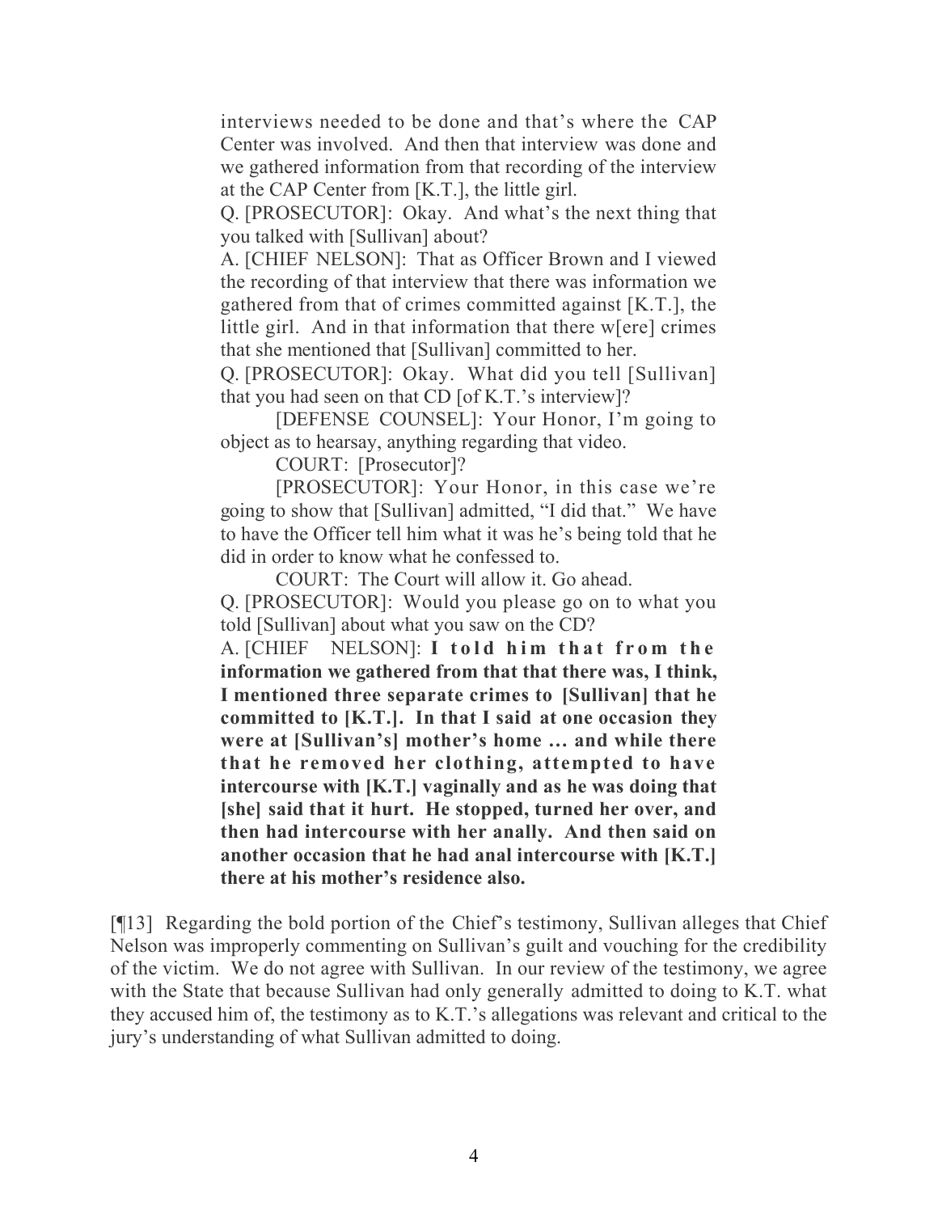interviews needed to be done and that's where the CAP Center was involved. And then that interview was done and we gathered information from that recording of the interview at the CAP Center from [K.T.], the little girl.

Q. [PROSECUTOR]: Okay. And what's the next thing that you talked with [Sullivan] about?

A. [CHIEF NELSON]: That as Officer Brown and I viewed the recording of that interview that there was information we gathered from that of crimes committed against [K.T.], the little girl. And in that information that there w[ere] crimes that she mentioned that [Sullivan] committed to her.

Q. [PROSECUTOR]: Okay. What did you tell [Sullivan] that you had seen on that CD [of K.T.'s interview]?

[DEFENSE COUNSEL]: Your Honor, I'm going to object as to hearsay, anything regarding that video.

COURT: [Prosecutor]?

[PROSECUTOR]: Your Honor, in this case we're going to show that [Sullivan] admitted, "I did that." We have to have the Officer tell him what it was he's being told that he did in order to know what he confessed to.

COURT: The Court will allow it. Go ahead.

Q. [PROSECUTOR]: Would you please go on to what you told [Sullivan] about what you saw on the CD?

A. [CHIEF NELSON]: **I told him that from the information we gathered from that that there was, I think, I mentioned three separate crimes to [Sullivan] that he committed to [K.T.]. In that I said at one occasion they were at [Sullivan's] mother's home … and while there that he removed her clothing, attempted to have intercourse with [K.T.] vaginally and as he was doing that [she] said that it hurt. He stopped, turned her over, and then had intercourse with her anally. And then said on another occasion that he had anal intercourse with [K.T.] there at his mother's residence also.**

[¶13] Regarding the bold portion of the Chief's testimony, Sullivan alleges that Chief Nelson was improperly commenting on Sullivan's guilt and vouching for the credibility of the victim. We do not agree with Sullivan. In our review of the testimony, we agree with the State that because Sullivan had only generally admitted to doing to K.T. what they accused him of, the testimony as to K.T.'s allegations was relevant and critical to the jury's understanding of what Sullivan admitted to doing.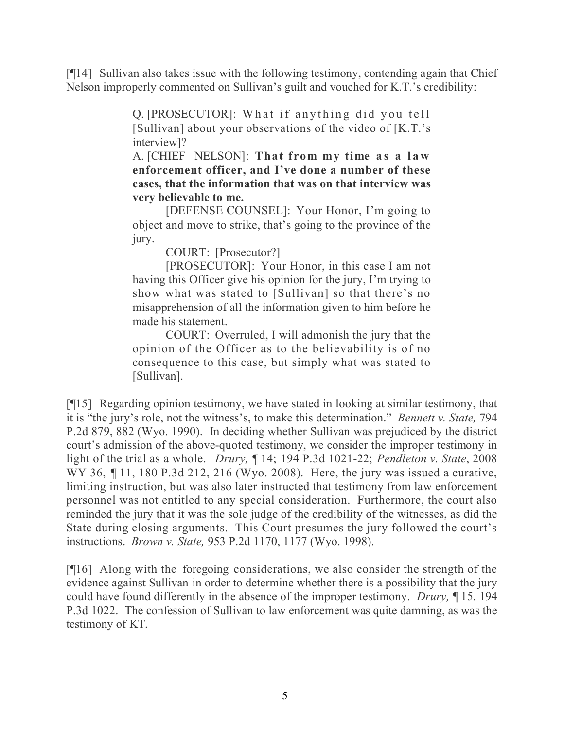[¶14] Sullivan also takes issue with the following testimony, contending again that Chief Nelson improperly commented on Sullivan's guilt and vouched for K.T.'s credibility:

> Q. [PROSECUTOR]: What if anything did you tell [Sullivan] about your observations of the video of [K.T.'s interview]?
>
> A. [CHIEF NELSON]: **That from my time as a law enforcement officer, and I've done a number of these cases, that the information that was on that interview was very believable to me.**
>
> [DEFENSE COUNSEL]: Your Honor, I'm going to object and move to strike, that's going to the province of the jury.
>
> COURT: [Prosecutor?]
>
> [PROSECUTOR]: Your Honor, in this case I am not having this Officer give his opinion for the jury, I'm trying to show what was stated to [Sullivan] so that there's no misapprehension of all the information given to him before he made his statement.
>
> COURT: Overruled, I will admonish the jury that the opinion of the Officer as to the believability is of no consequence to this case, but simply what was stated to [Sullivan].

[¶15] Regarding opinion testimony, we have stated in looking at similar testimony, that it is "the jury's role, not the witness's, to make this determination." *Bennett v. State,* 794 P.2d 879, 882 (Wyo. 1990). In deciding whether Sullivan was prejudiced by the district court's admission of the above-quoted testimony, we consider the improper testimony in light of the trial as a whole. *Drury,* ¶ 14; 194 P.3d 1021-22; *Pendleton v. State*, 2008 WY 36, ¶ 11, 180 P.3d 212, 216 (Wyo. 2008). Here, the jury was issued a curative, limiting instruction, but was also later instructed that testimony from law enforcement personnel was not entitled to any special consideration. Furthermore, the court also reminded the jury that it was the sole judge of the credibility of the witnesses, as did the State during closing arguments. This Court presumes the jury followed the court's instructions. *Brown v. State,* 953 P.2d 1170, 1177 (Wyo. 1998).

[¶16] Along with the foregoing considerations, we also consider the strength of the evidence against Sullivan in order to determine whether there is a possibility that the jury could have found differently in the absence of the improper testimony. *Drury,* ¶ 15. 194 P.3d 1022. The confession of Sullivan to law enforcement was quite damning, as was the testimony of KT.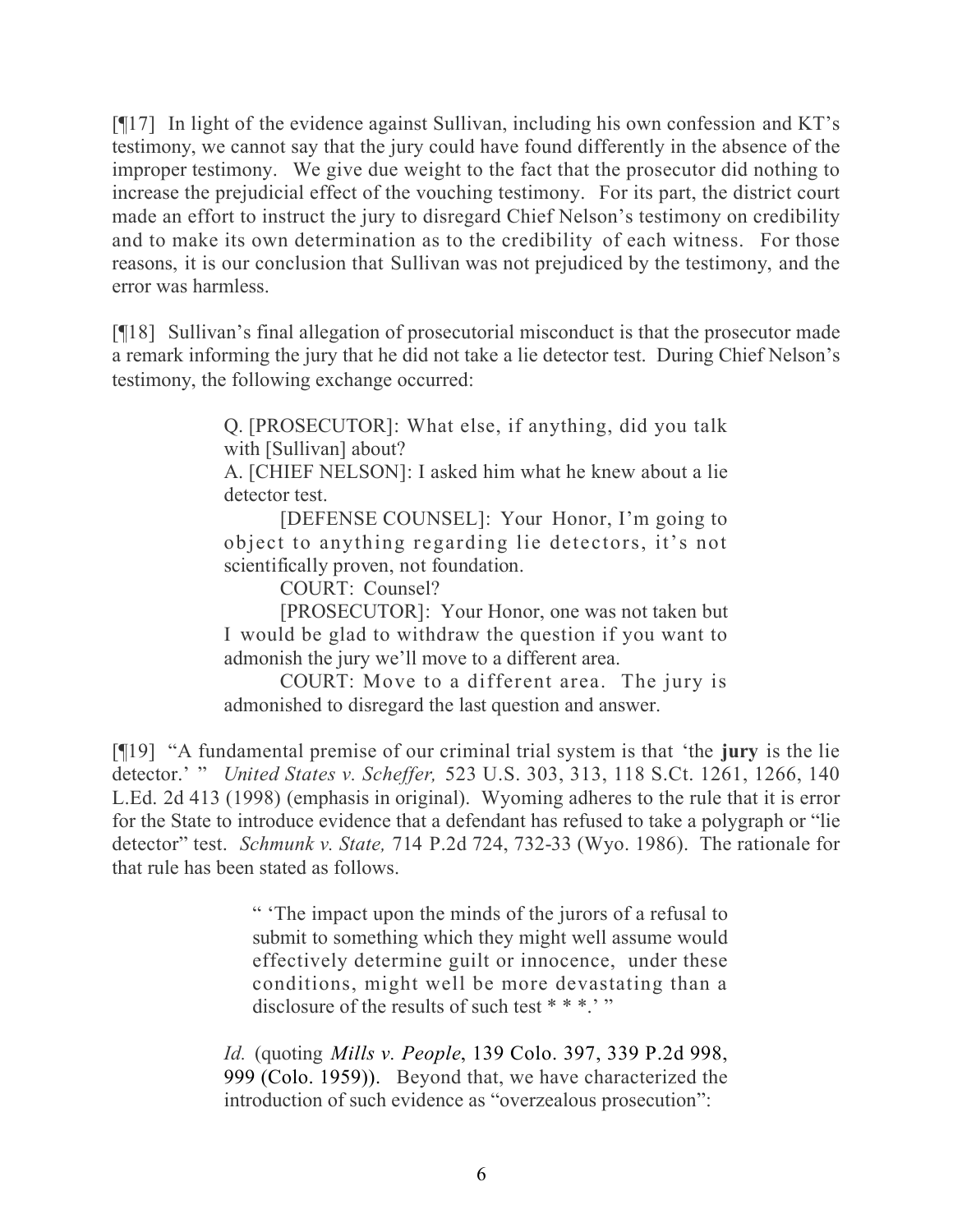[¶17] In light of the evidence against Sullivan, including his own confession and KT's testimony, we cannot say that the jury could have found differently in the absence of the improper testimony. We give due weight to the fact that the prosecutor did nothing to increase the prejudicial effect of the vouching testimony. For its part, the district court made an effort to instruct the jury to disregard Chief Nelson's testimony on credibility and to make its own determination as to the credibility of each witness. For those reasons, it is our conclusion that Sullivan was not prejudiced by the testimony, and the error was harmless.

[¶18] Sullivan's final allegation of prosecutorial misconduct is that the prosecutor made a remark informing the jury that he did not take a lie detector test. During Chief Nelson's testimony, the following exchange occurred:

> Q. [PROSECUTOR]: What else, if anything, did you talk with [Sullivan] about?
>
> A. [CHIEF NELSON]: I asked him what he knew about a lie detector test.
>
> [DEFENSE COUNSEL]: Your Honor, I'm going to object to anything regarding lie detectors, it's not scientifically proven, not foundation.
>
> COURT: Counsel?
>
> [PROSECUTOR]: Your Honor, one was not taken but I would be glad to withdraw the question if you want to admonish the jury we'll move to a different area.
>
> COURT: Move to a different area. The jury is admonished to disregard the last question and answer.

[¶19] "A fundamental premise of our criminal trial system is that 'the **jury** is the lie detector.' " *United States v. Scheffer,* 523 U.S. 303, 313, 118 S.Ct. 1261, 1266, 140 L.Ed. 2d 413 (1998) (emphasis in original). Wyoming adheres to the rule that it is error for the State to introduce evidence that a defendant has refused to take a polygraph or "lie detector" test. *Schmunk v. State,* 714 P.2d 724, 732-33 (Wyo. 1986). The rationale for that rule has been stated as follows.

> " 'The impact upon the minds of the jurors of a refusal to submit to something which they might well assume would effectively determine guilt or innocence, under these conditions, might well be more devastating than a disclosure of the results of such test * * *.' "
>
> *Id.* (quoting *Mills v. People*, 139 Colo. 397, 339 P.2d 998, 999 (Colo. 1959)). Beyond that, we have characterized the introduction of such evidence as "overzealous prosecution":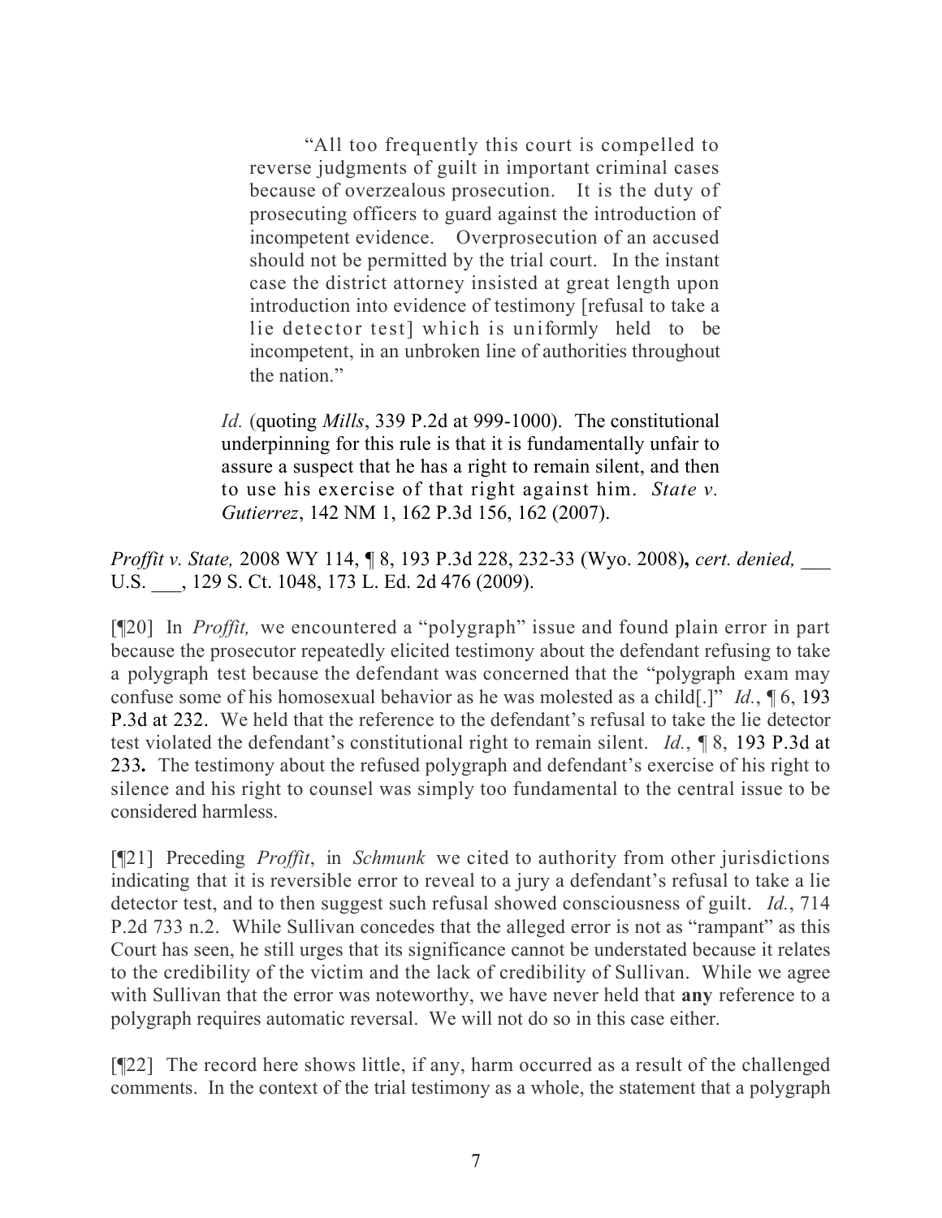> > "All too frequently this court is compelled to reverse judgments of guilt in important criminal cases because of overzealous prosecution. It is the duty of prosecuting officers to guard against the introduction of incompetent evidence. Overprosecution of an accused should not be permitted by the trial court. In the instant case the district attorney insisted at great length upon introduction into evidence of testimony [refusal to take a lie detector test] which is uniformly held to be incompetent, in an unbroken line of authorities throughout the nation."
>
> *Id.* (quoting *Mills*, 339 P.2d at 999-1000). The constitutional underpinning for this rule is that it is fundamentally unfair to assure a suspect that he has a right to remain silent, and then to use his exercise of that right against him. *State v. Gutierrez*, 142 NM 1, 162 P.3d 156, 162 (2007).

*Proffit v. State,* 2008 WY 114, ¶ 8, 193 P.3d 228, 232-33 (Wyo. 2008)**,** *cert. denied,* ___ U.S. ___, 129 S. Ct. 1048, 173 L. Ed. 2d 476 (2009).

[¶20] In *Proffit,* we encountered a "polygraph" issue and found plain error in part because the prosecutor repeatedly elicited testimony about the defendant refusing to take a polygraph test because the defendant was concerned that the "polygraph exam may confuse some of his homosexual behavior as he was molested as a child[.]" *Id.*, ¶ 6, 193 P.3d at 232. We held that the reference to the defendant's refusal to take the lie detector test violated the defendant's constitutional right to remain silent. *Id.*, ¶ 8, 193 P.3d at 233**.** The testimony about the refused polygraph and defendant's exercise of his right to silence and his right to counsel was simply too fundamental to the central issue to be considered harmless.

[¶21] Preceding *Proffit*, in *Schmunk* we cited to authority from other jurisdictions indicating that it is reversible error to reveal to a jury a defendant's refusal to take a lie detector test, and to then suggest such refusal showed consciousness of guilt. *Id.*, 714 P.2d 733 n.2. While Sullivan concedes that the alleged error is not as "rampant" as this Court has seen, he still urges that its significance cannot be understated because it relates to the credibility of the victim and the lack of credibility of Sullivan. While we agree with Sullivan that the error was noteworthy, we have never held that **any** reference to a polygraph requires automatic reversal. We will not do so in this case either.

[¶22] The record here shows little, if any, harm occurred as a result of the challenged comments. In the context of the trial testimony as a whole, the statement that a polygraph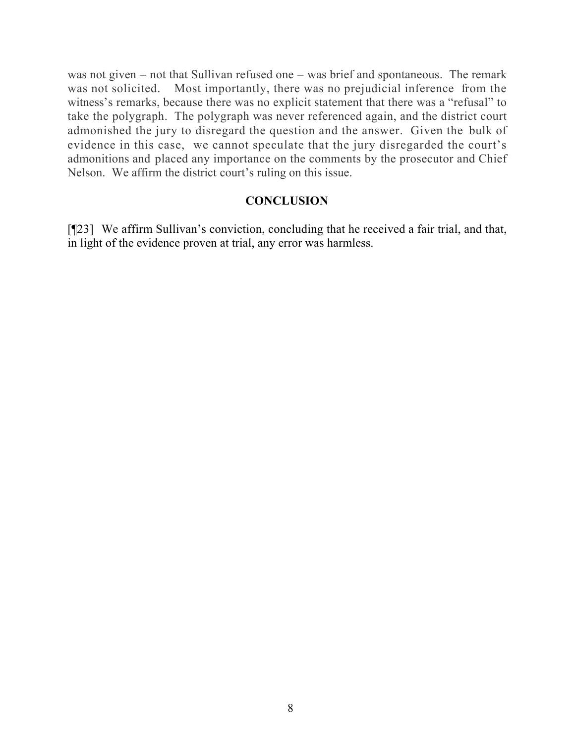was not given – not that Sullivan refused one – was brief and spontaneous. The remark was not solicited. Most importantly, there was no prejudicial inference from the witness's remarks, because there was no explicit statement that there was a "refusal" to take the polygraph. The polygraph was never referenced again, and the district court admonished the jury to disregard the question and the answer. Given the bulk of evidence in this case, we cannot speculate that the jury disregarded the court's admonitions and placed any importance on the comments by the prosecutor and Chief Nelson. We affirm the district court's ruling on this issue.

## CONCLUSION

[¶23] We affirm Sullivan's conviction, concluding that he received a fair trial, and that, in light of the evidence proven at trial, any error was harmless.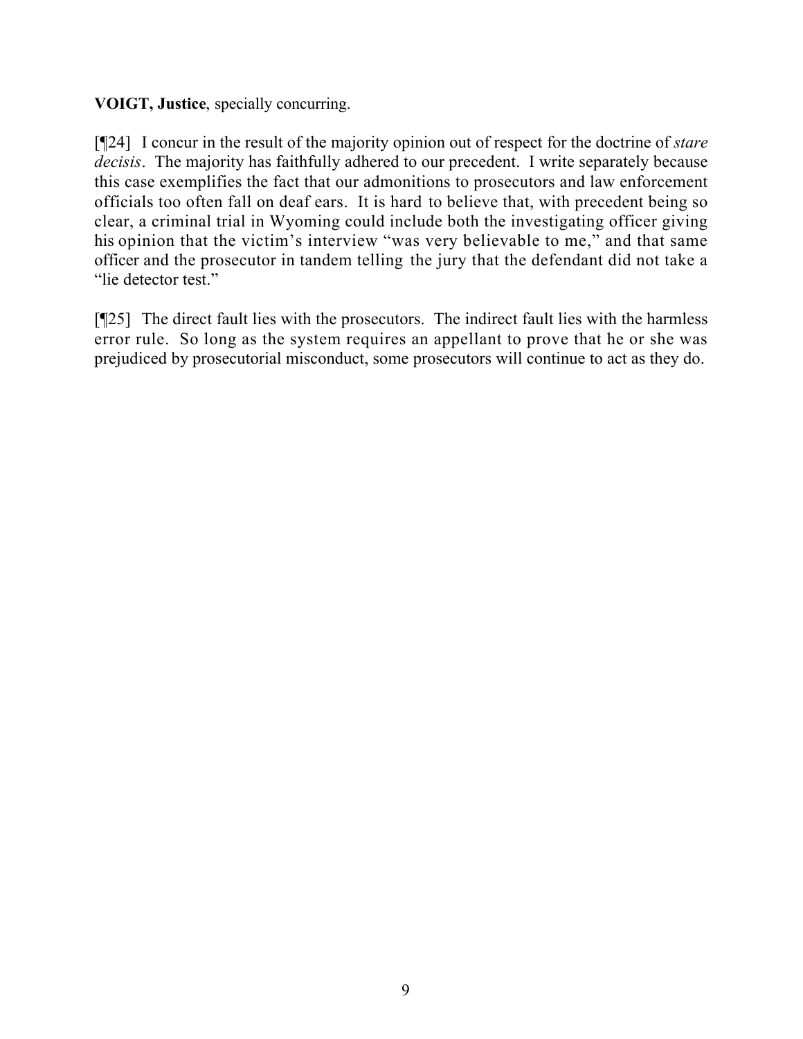**VOIGT, Justice**, specially concurring.

[¶24] I concur in the result of the majority opinion out of respect for the doctrine of *stare decisis*. The majority has faithfully adhered to our precedent. I write separately because this case exemplifies the fact that our admonitions to prosecutors and law enforcement officials too often fall on deaf ears. It is hard to believe that, with precedent being so clear, a criminal trial in Wyoming could include both the investigating officer giving his opinion that the victim's interview "was very believable to me," and that same officer and the prosecutor in tandem telling the jury that the defendant did not take a "lie detector test."

[¶25] The direct fault lies with the prosecutors. The indirect fault lies with the harmless error rule. So long as the system requires an appellant to prove that he or she was prejudiced by prosecutorial misconduct, some prosecutors will continue to act as they do.